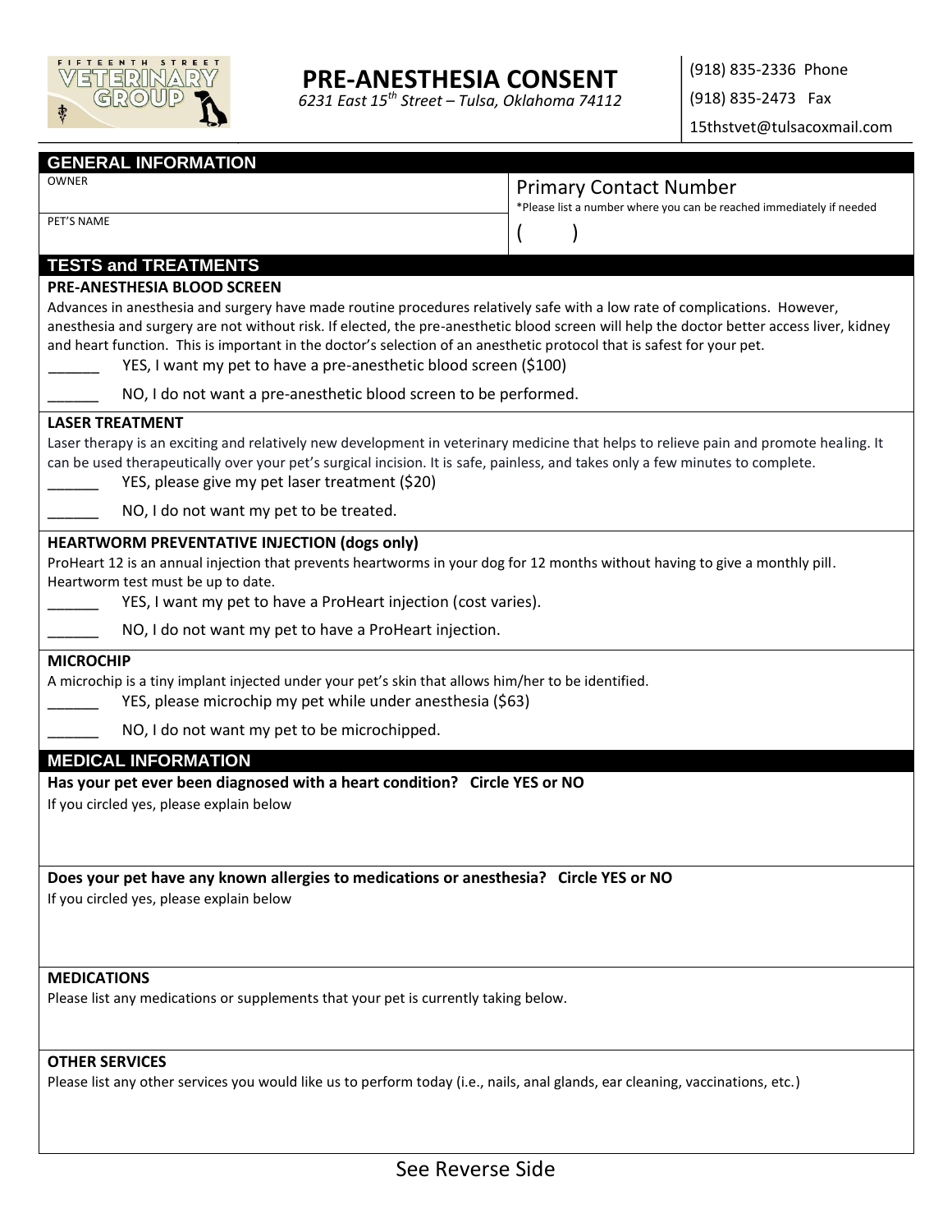# PRE-ANESTHESIA CONSENT

*6231 East 15th Street – Tulsa, Oklahoma 74112*

(918) 835-2336 Phone
(918) 835-2473 Fax
15thstvet@tulsacoxmail.com

## GENERAL INFORMATION

| OWNER | Primary Contact Number *Please list a number where you can be reached immediately if needed |
|---|---|
| PET'S NAME | ( ) |

## TESTS and TREATMENTS

**PRE-ANESTHESIA BLOOD SCREEN**

Advances in anesthesia and surgery have made routine procedures relatively safe with a low rate of complications. However, anesthesia and surgery are not without risk. If elected, the pre-anesthetic blood screen will help the doctor better access liver, kidney and heart function. This is important in the doctor's selection of an anesthetic protocol that is safest for your pet.

______ YES, I want my pet to have a pre-anesthetic blood screen ($100)

______ NO, I do not want a pre-anesthetic blood screen to be performed.

**LASER TREATMENT**

Laser therapy is an exciting and relatively new development in veterinary medicine that helps to relieve pain and promote healing. It can be used therapeutically over your pet's surgical incision. It is safe, painless, and takes only a few minutes to complete.

______ YES, please give my pet laser treatment ($20)

______ NO, I do not want my pet to be treated.

**HEARTWORM PREVENTATIVE INJECTION (dogs only)**

ProHeart 12 is an annual injection that prevents heartworms in your dog for 12 months without having to give a monthly pill. Heartworm test must be up to date.

______ YES, I want my pet to have a ProHeart injection (cost varies).

______ NO, I do not want my pet to have a ProHeart injection.

**MICROCHIP**

A microchip is a tiny implant injected under your pet's skin that allows him/her to be identified.

______ YES, please microchip my pet while under anesthesia ($63)

______ NO, I do not want my pet to be microchipped.

## MEDICAL INFORMATION

**Has your pet ever been diagnosed with a heart condition? Circle YES or NO**

If you circled yes, please explain below

**Does your pet have any known allergies to medications or anesthesia? Circle YES or NO**

If you circled yes, please explain below

**MEDICATIONS**

Please list any medications or supplements that your pet is currently taking below.

**OTHER SERVICES**

Please list any other services you would like us to perform today (i.e., nails, anal glands, ear cleaning, vaccinations, etc.)

See Reverse Side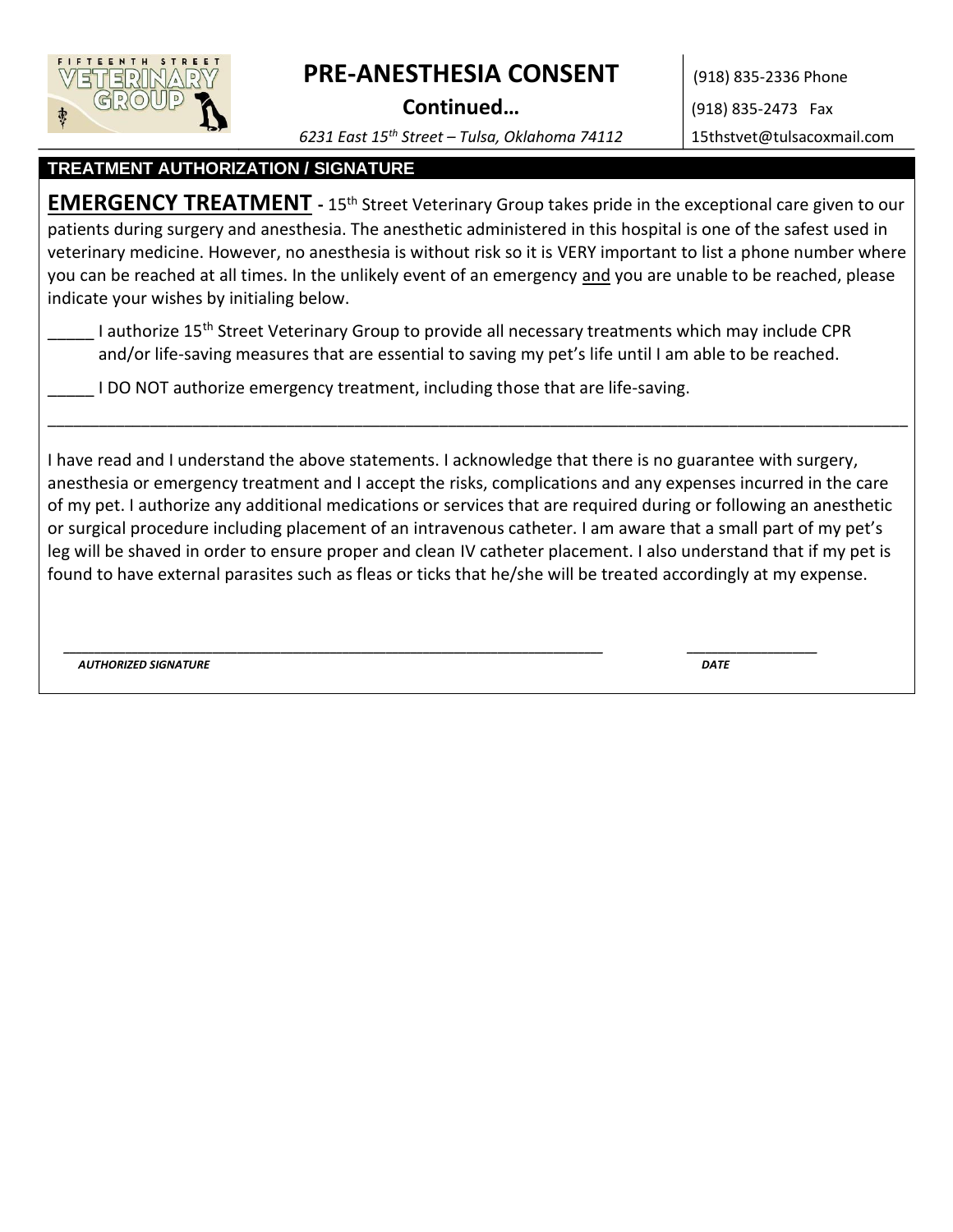# PRE-ANESTHESIA CONSENT

**Continued…**

*6231 East 15th Street – Tulsa, Oklahoma 74112*

(918) 835-2336 Phone

(918) 835-2473 Fax

15thstvet@tulsacoxmail.com

## TREATMENT AUTHORIZATION / SIGNATURE

**EMERGENCY TREATMENT** - 15th Street Veterinary Group takes pride in the exceptional care given to our patients during surgery and anesthesia. The anesthetic administered in this hospital is one of the safest used in veterinary medicine. However, no anesthesia is without risk so it is VERY important to list a phone number where you can be reached at all times. In the unlikely event of an emergency and you are unable to be reached, please indicate your wishes by initialing below.

_____ I authorize 15th Street Veterinary Group to provide all necessary treatments which may include CPR and/or life-saving measures that are essential to saving my pet's life until I am able to be reached.

_____ I DO NOT authorize emergency treatment, including those that are life-saving.

---

I have read and I understand the above statements. I acknowledge that there is no guarantee with surgery, anesthesia or emergency treatment and I accept the risks, complications and any expenses incurred in the care of my pet. I authorize any additional medications or services that are required during or following an anesthetic or surgical procedure including placement of an intravenous catheter. I am aware that a small part of my pet's leg will be shaved in order to ensure proper and clean IV catheter placement. I also understand that if my pet is found to have external parasites such as fleas or ticks that he/she will be treated accordingly at my expense.

_______________________________________________ _______________

*AUTHORIZED SIGNATURE* *DATE*